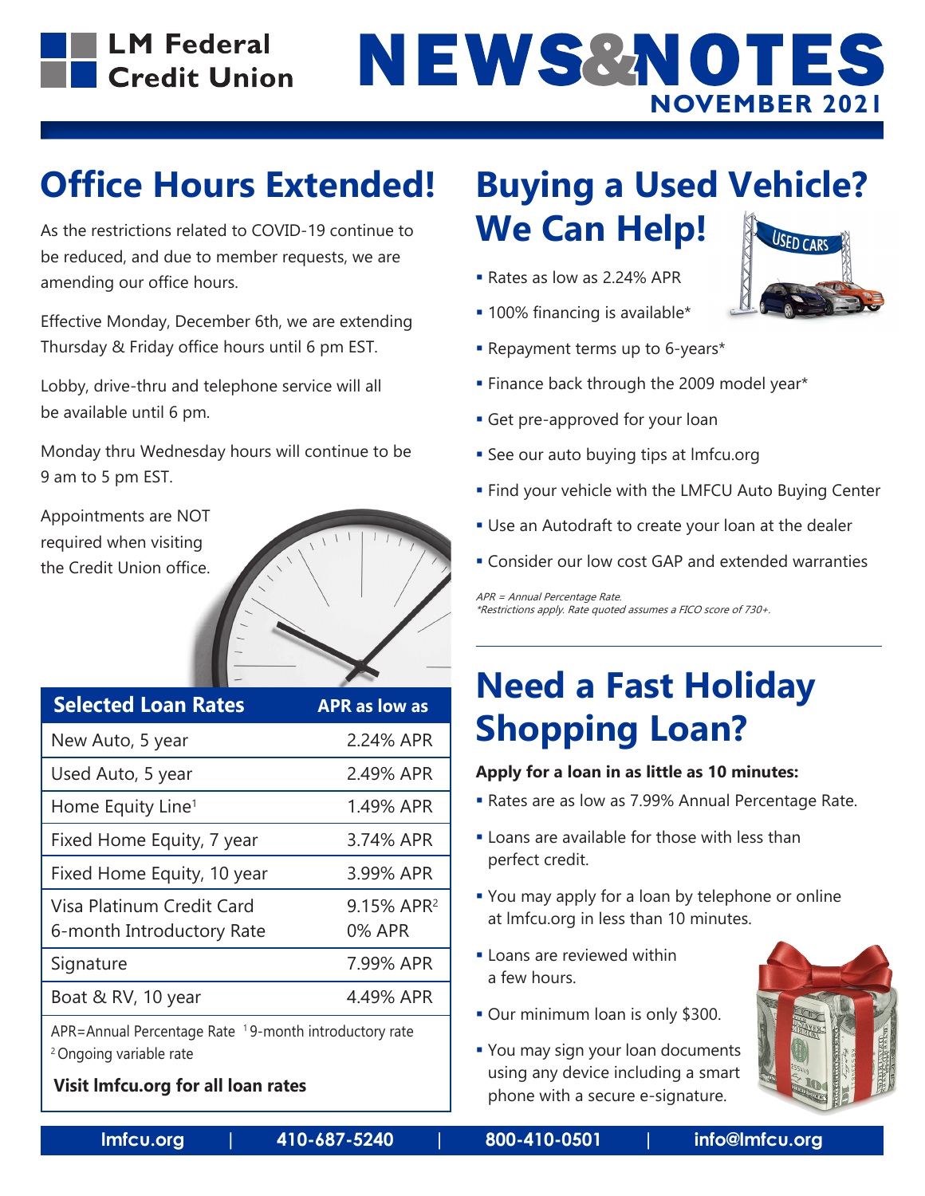# LM Federal Credit Union

# NEWS&NOTES

**NOVEMBER 2021**

## Office Hours Extended!

As the restrictions related to COVID-19 continue to be reduced, and due to member requests, we are amending our office hours.

Effective Monday, December 6th, we are extending Thursday & Friday office hours until 6 pm EST.

Lobby, drive-thru and telephone service will all be available until 6 pm.

Monday thru Wednesday hours will continue to be 9 am to 5 pm EST.

Appointments are NOT required when visiting the Credit Union office.

| Selected Loan Rates | APR as low as |
|---|---|
| New Auto, 5 year | 2.24% APR |
| Used Auto, 5 year | 2.49% APR |
| Home Equity Line[1] | 1.49% APR |
| Fixed Home Equity, 7 year | 3.74% APR |
| Fixed Home Equity, 10 year | 3.99% APR |
| Visa Platinum Credit Card<br>6-month Introductory Rate | 9.15% APR[2]<br>0% APR |
| Signature | 7.99% APR |
| Boat & RV, 10 year | 4.49% APR |

APR=Annual Percentage Rate [1] 9-month introductory rate
[2] Ongoing variable rate

**Visit lmfcu.org for all loan rates**

## Buying a Used Vehicle? We Can Help!

- Rates as low as 2.24% APR
- 100% financing is available*
- Repayment terms up to 6-years*
- Finance back through the 2009 model year*
- Get pre-approved for your loan
- See our auto buying tips at lmfcu.org
- Find your vehicle with the LMFCU Auto Buying Center
- Use an Autodraft to create your loan at the dealer
- Consider our low cost GAP and extended warranties

*APR = Annual Percentage Rate.*
*\*Restrictions apply. Rate quoted assumes a FICO score of 730+.*

## Need a Fast Holiday Shopping Loan?

**Apply for a loan in as little as 10 minutes:**

- Rates are as low as 7.99% Annual Percentage Rate.
- Loans are available for those with less than perfect credit.
- You may apply for a loan by telephone or online at lmfcu.org in less than 10 minutes.
- Loans are reviewed within a few hours.
- Our minimum loan is only $300.
- You may sign your loan documents using any device including a smart phone with a secure e-signature.

lmfcu.org | 410-687-5240 | 800-410-0501 | info@lmfcu.org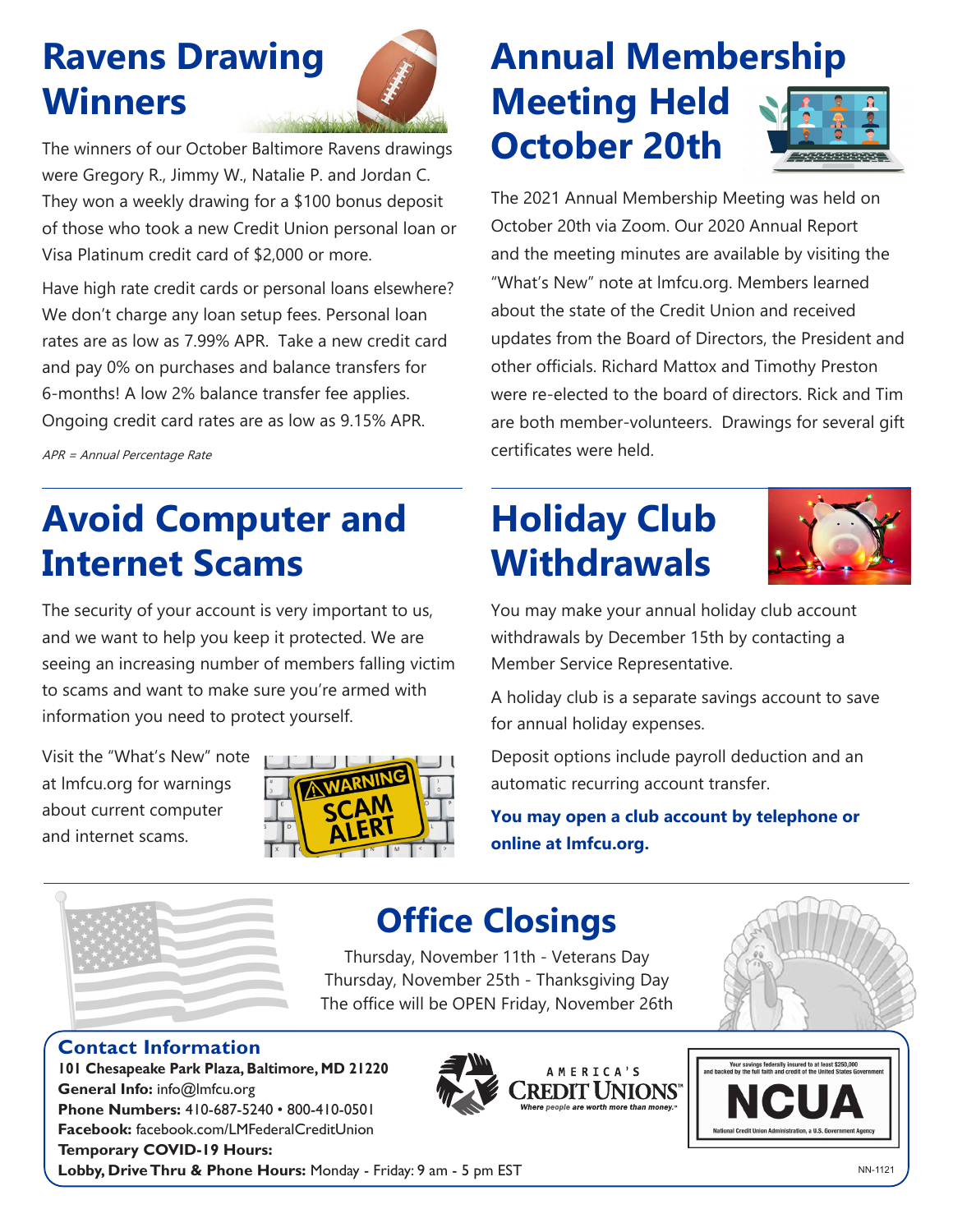## Ravens Drawing Winners

The winners of our October Baltimore Ravens drawings were Gregory R., Jimmy W., Natalie P. and Jordan C. They won a weekly drawing for a $100 bonus deposit of those who took a new Credit Union personal loan or Visa Platinum credit card of $2,000 or more.

Have high rate credit cards or personal loans elsewhere? We don't charge any loan setup fees. Personal loan rates are as low as 7.99% APR. Take a new credit card and pay 0% on purchases and balance transfers for 6-months! A low 2% balance transfer fee applies. Ongoing credit card rates are as low as 9.15% APR.

*APR = Annual Percentage Rate*

## Annual Membership Meeting Held October 20th

The 2021 Annual Membership Meeting was held on October 20th via Zoom. Our 2020 Annual Report and the meeting minutes are available by visiting the "What's New" note at lmfcu.org. Members learned about the state of the Credit Union and received updates from the Board of Directors, the President and other officials. Richard Mattox and Timothy Preston were re-elected to the board of directors. Rick and Tim are both member-volunteers. Drawings for several gift certificates were held.

## Avoid Computer and Internet Scams

The security of your account is very important to us, and we want to help you keep it protected. We are seeing an increasing number of members falling victim to scams and want to make sure you're armed with information you need to protect yourself.

Visit the "What's New" note at lmfcu.org for warnings about current computer and internet scams.

## Holiday Club Withdrawals

You may make your annual holiday club account withdrawals by December 15th by contacting a Member Service Representative.

A holiday club is a separate savings account to save for annual holiday expenses.

Deposit options include payroll deduction and an automatic recurring account transfer.

**You may open a club account by telephone or online at lmfcu.org.**

## Office Closings

Thursday, November 11th - Veterans Day
Thursday, November 25th - Thanksgiving Day
The office will be OPEN Friday, November 26th

### Contact Information

**101 Chesapeake Park Plaza, Baltimore, MD 21220**
**General Info:** info@lmfcu.org
**Phone Numbers:** 410-687-5240 • 800-410-0501
**Facebook:** facebook.com/LMFederalCreditUnion
**Temporary COVID-19 Hours:**
**Lobby, Drive Thru & Phone Hours:** Monday - Friday: 9 am - 5 pm EST

AMERICA'S CREDIT UNIONS™ Where people are worth more than money.™

Your savings federally insured to at least $250,000 and backed by the full faith and credit of the United States Government
NCUA
National Credit Union Administration, a U.S. Government Agency

NN-1121